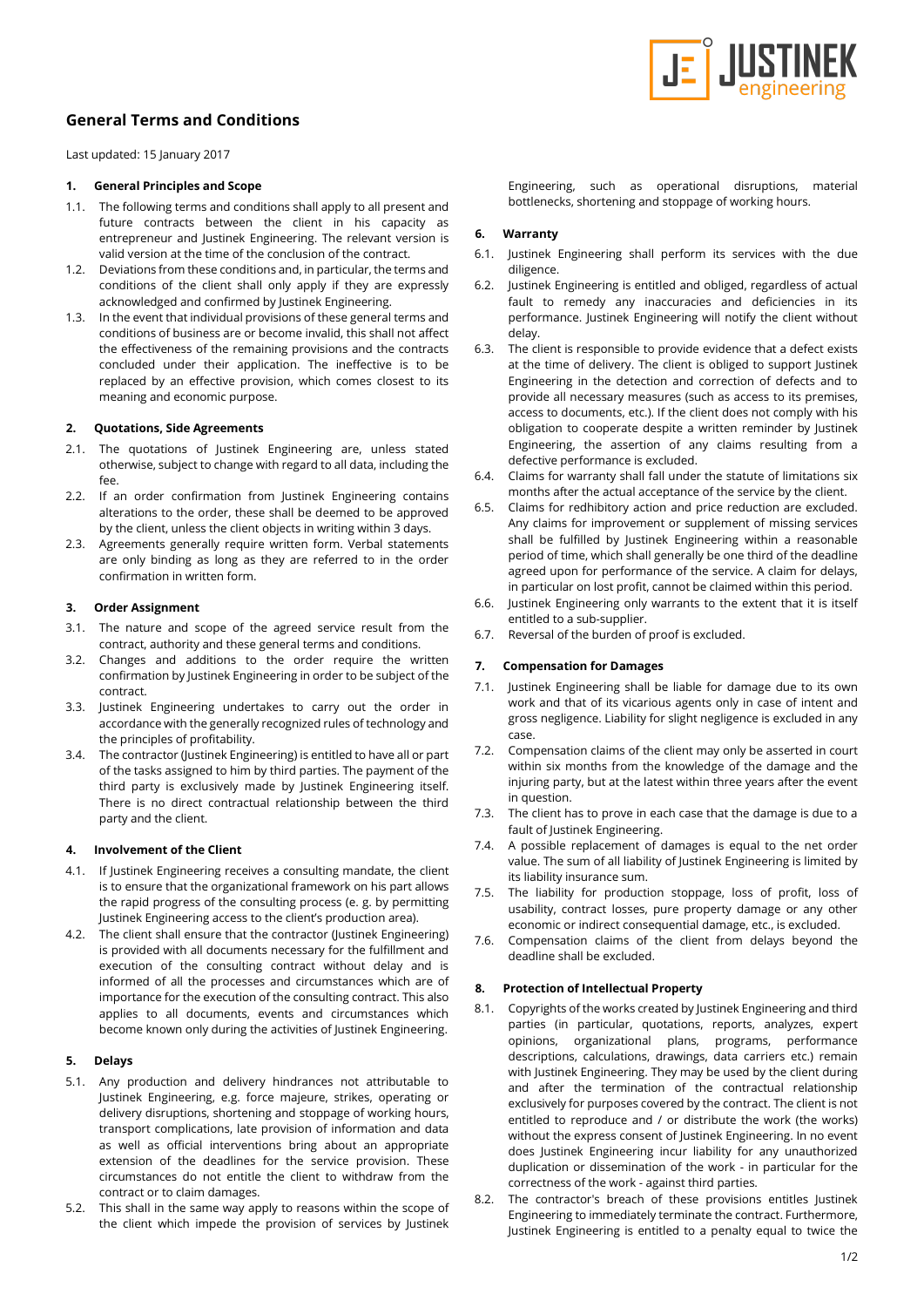# General Terms and Conditions

Last updated: 15 January 2017

## 1. General Principles and Scope

1.1. The following terms and conditions shall apply to all present and future contracts between the client in his capacity as entrepreneur and Justinek Engineering. The relevant version is valid version at the time of the conclusion of the contract.

1.2. Deviations from these conditions and, in particular, the terms and conditions of the client shall only apply if they are expressly acknowledged and confirmed by Justinek Engineering.

1.3. In the event that individual provisions of these general terms and conditions of business are or become invalid, this shall not affect the effectiveness of the remaining provisions and the contracts concluded under their application. The ineffective is to be replaced by an effective provision, which comes closest to its meaning and economic purpose.

## 2. Quotations, Side Agreements

2.1. The quotations of Justinek Engineering are, unless stated otherwise, subject to change with regard to all data, including the fee.

2.2. If an order confirmation from Justinek Engineering contains alterations to the order, these shall be deemed to be approved by the client, unless the client objects in writing within 3 days.

2.3. Agreements generally require written form. Verbal statements are only binding as long as they are referred to in the order confirmation in written form.

## 3. Order Assignment

3.1. The nature and scope of the agreed service result from the contract, authority and these general terms and conditions.

3.2. Changes and additions to the order require the written confirmation by Justinek Engineering in order to be subject of the contract.

3.3. Justinek Engineering undertakes to carry out the order in accordance with the generally recognized rules of technology and the principles of profitability.

3.4. The contractor (Justinek Engineering) is entitled to have all or part of the tasks assigned to him by third parties. The payment of the third party is exclusively made by Justinek Engineering itself. There is no direct contractual relationship between the third party and the client.

## 4. Involvement of the Client

4.1. If Justinek Engineering receives a consulting mandate, the client is to ensure that the organizational framework on his part allows the rapid progress of the consulting process (e. g. by permitting Justinek Engineering access to the client's production area).

4.2. The client shall ensure that the contractor (Justinek Engineering) is provided with all documents necessary for the fulfillment and execution of the consulting contract without delay and is informed of all the processes and circumstances which are of importance for the execution of the consulting contract. This also applies to all documents, events and circumstances which become known only during the activities of Justinek Engineering.

## 5. Delays

5.1. Any production and delivery hindrances not attributable to Justinek Engineering, e.g. force majeure, strikes, operating or delivery disruptions, shortening and stoppage of working hours, transport complications, late provision of information and data as well as official interventions bring about an appropriate extension of the deadlines for the service provision. These circumstances do not entitle the client to withdraw from the contract or to claim damages.

5.2. This shall in the same way apply to reasons within the scope of the client which impede the provision of services by Justinek Engineering, such as operational disruptions, material bottlenecks, shortening and stoppage of working hours.

## 6. Warranty

6.1. Justinek Engineering shall perform its services with the due diligence.

6.2. Justinek Engineering is entitled and obliged, regardless of actual fault to remedy any inaccuracies and deficiencies in its performance. Justinek Engineering will notify the client without delay.

6.3. The client is responsible to provide evidence that a defect exists at the time of delivery. The client is obliged to support Justinek Engineering in the detection and correction of defects and to provide all necessary measures (such as access to its premises, access to documents, etc.). If the client does not comply with his obligation to cooperate despite a written reminder by Justinek Engineering, the assertion of any claims resulting from a defective performance is excluded.

6.4. Claims for warranty shall fall under the statute of limitations six months after the actual acceptance of the service by the client.

6.5. Claims for redhibitory action and price reduction are excluded. Any claims for improvement or supplement of missing services shall be fulfilled by Justinek Engineering within a reasonable period of time, which shall generally be one third of the deadline agreed upon for performance of the service. A claim for delays, in particular on lost profit, cannot be claimed within this period.

6.6. Justinek Engineering only warrants to the extent that it is itself entitled to a sub-supplier.

6.7. Reversal of the burden of proof is excluded.

## 7. Compensation for Damages

7.1. Justinek Engineering shall be liable for damage due to its own work and that of its vicarious agents only in case of intent and gross negligence. Liability for slight negligence is excluded in any case.

7.2. Compensation claims of the client may only be asserted in court within six months from the knowledge of the damage and the injuring party, but at the latest within three years after the event in question.

7.3. The client has to prove in each case that the damage is due to a fault of Justinek Engineering.

7.4. A possible replacement of damages is equal to the net order value. The sum of all liability of Justinek Engineering is limited by its liability insurance sum.

7.5. The liability for production stoppage, loss of profit, loss of usability, contract losses, pure property damage or any other economic or indirect consequential damage, etc., is excluded.

7.6. Compensation claims of the client from delays beyond the deadline shall be excluded.

## 8. Protection of Intellectual Property

8.1. Copyrights of the works created by Justinek Engineering and third parties (in particular, quotations, reports, analyzes, expert opinions, organizational plans, programs, performance descriptions, calculations, drawings, data carriers etc.) remain with Justinek Engineering. They may be used by the client during and after the termination of the contractual relationship exclusively for purposes covered by the contract. The client is not entitled to reproduce and / or distribute the work (the works) without the express consent of Justinek Engineering. In no event does Justinek Engineering incur liability for any unauthorized duplication or dissemination of the work - in particular for the correctness of the work - against third parties.

8.2. The contractor's breach of these provisions entitles Justinek Engineering to immediately terminate the contract. Furthermore, Justinek Engineering is entitled to a penalty equal to twice the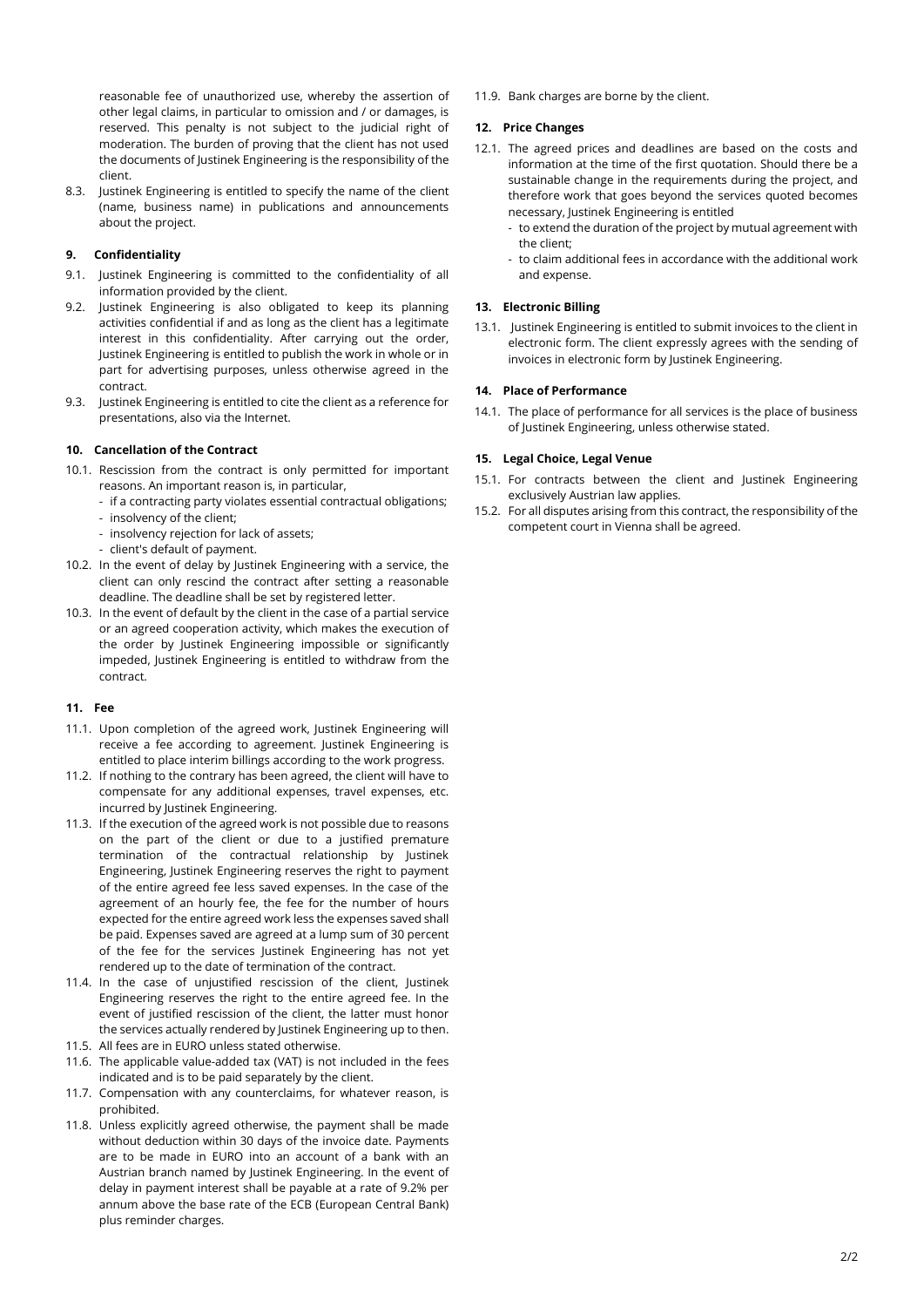reasonable fee of unauthorized use, whereby the assertion of other legal claims, in particular to omission and / or damages, is reserved. This penalty is not subject to the judicial right of moderation. The burden of proving that the client has not used the documents of Justinek Engineering is the responsibility of the client.

8.3. Justinek Engineering is entitled to specify the name of the client (name, business name) in publications and announcements about the project.

### 9. Confidentiality

9.1. Justinek Engineering is committed to the confidentiality of all information provided by the client.

9.2. Justinek Engineering is also obligated to keep its planning activities confidential if and as long as the client has a legitimate interest in this confidentiality. After carrying out the order, Justinek Engineering is entitled to publish the work in whole or in part for advertising purposes, unless otherwise agreed in the contract.

9.3. Justinek Engineering is entitled to cite the client as a reference for presentations, also via the Internet.

### 10. Cancellation of the Contract

10.1. Rescission from the contract is only permitted for important reasons. An important reason is, in particular,
- if a contracting party violates essential contractual obligations;
- insolvency of the client;
- insolvency rejection for lack of assets;
- client's default of payment.

10.2. In the event of delay by Justinek Engineering with a service, the client can only rescind the contract after setting a reasonable deadline. The deadline shall be set by registered letter.

10.3. In the event of default by the client in the case of a partial service or an agreed cooperation activity, which makes the execution of the order by Justinek Engineering impossible or significantly impeded, Justinek Engineering is entitled to withdraw from the contract.

### 11. Fee

11.1. Upon completion of the agreed work, Justinek Engineering will receive a fee according to agreement. Justinek Engineering is entitled to place interim billings according to the work progress.

11.2. If nothing to the contrary has been agreed, the client will have to compensate for any additional expenses, travel expenses, etc. incurred by Justinek Engineering.

11.3. If the execution of the agreed work is not possible due to reasons on the part of the client or due to a justified premature termination of the contractual relationship by Justinek Engineering, Justinek Engineering reserves the right to payment of the entire agreed fee less saved expenses. In the case of the agreement of an hourly fee, the fee for the number of hours expected for the entire agreed work less the expenses saved shall be paid. Expenses saved are agreed at a lump sum of 30 percent of the fee for the services Justinek Engineering has not yet rendered up to the date of termination of the contract.

11.4. In the case of unjustified rescission of the client, Justinek Engineering reserves the right to the entire agreed fee. In the event of justified rescission of the client, the latter must honor the services actually rendered by Justinek Engineering up to then.

11.5. All fees are in EURO unless stated otherwise.

11.6. The applicable value-added tax (VAT) is not included in the fees indicated and is to be paid separately by the client.

11.7. Compensation with any counterclaims, for whatever reason, is prohibited.

11.8. Unless explicitly agreed otherwise, the payment shall be made without deduction within 30 days of the invoice date. Payments are to be made in EURO into an account of a bank with an Austrian branch named by Justinek Engineering. In the event of delay in payment interest shall be payable at a rate of 9.2% per annum above the base rate of the ECB (European Central Bank) plus reminder charges.

11.9. Bank charges are borne by the client.

### 12. Price Changes

12.1. The agreed prices and deadlines are based on the costs and information at the time of the first quotation. Should there be a sustainable change in the requirements during the project, and therefore work that goes beyond the services quoted becomes necessary, Justinek Engineering is entitled
- to extend the duration of the project by mutual agreement with the client;
- to claim additional fees in accordance with the additional work and expense.

### 13. Electronic Billing

13.1. Justinek Engineering is entitled to submit invoices to the client in electronic form. The client expressly agrees with the sending of invoices in electronic form by Justinek Engineering.

### 14. Place of Performance

14.1. The place of performance for all services is the place of business of Justinek Engineering, unless otherwise stated.

### 15. Legal Choice, Legal Venue

15.1. For contracts between the client and Justinek Engineering exclusively Austrian law applies.

15.2. For all disputes arising from this contract, the responsibility of the competent court in Vienna shall be agreed.